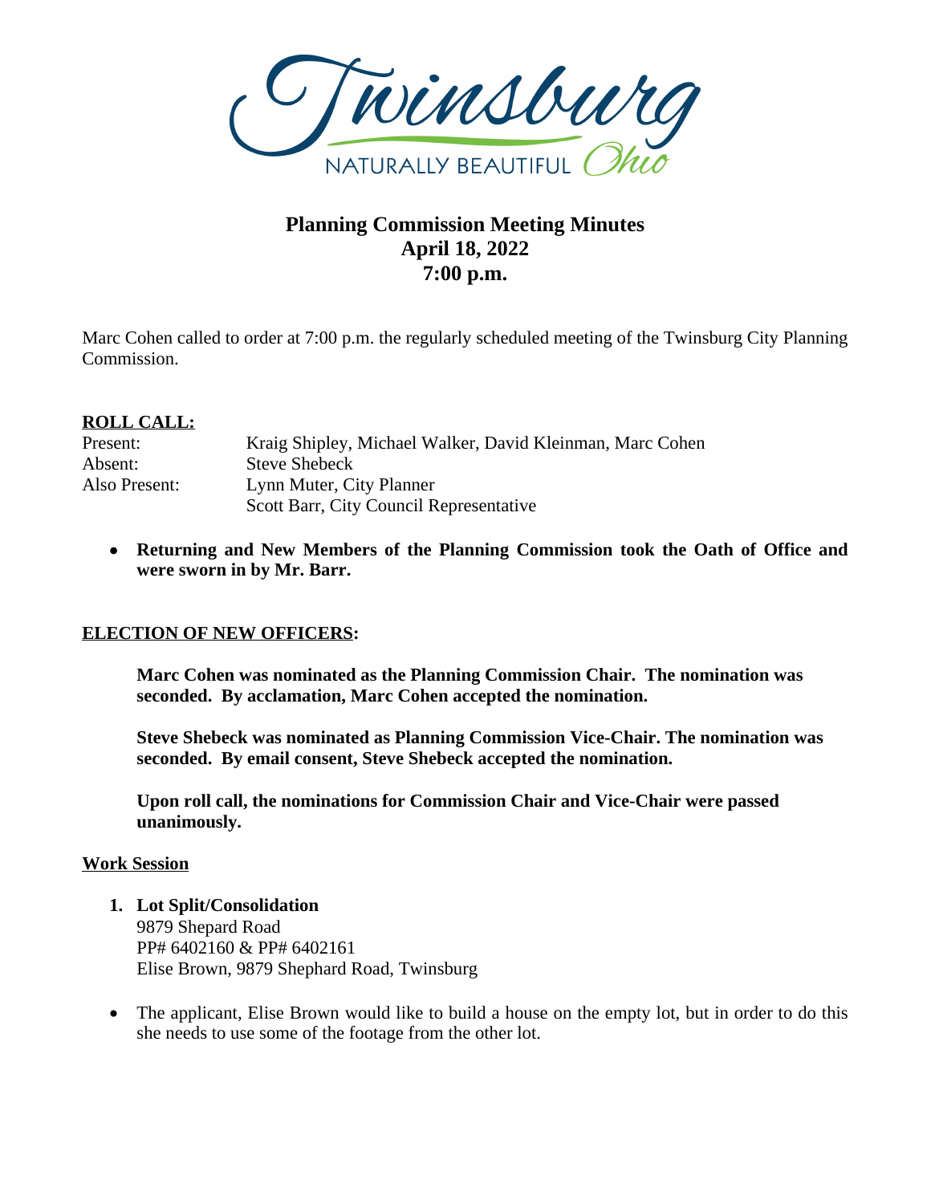# Planning Commission Meeting Minutes
## April 18, 2022
## 7:00 p.m.

Marc Cohen called to order at 7:00 p.m. the regularly scheduled meeting of the Twinsburg City Planning Commission.

**ROLL CALL:**

| | |
|---|---|
| Present: | Kraig Shipley, Michael Walker, David Kleinman, Marc Cohen |
| Absent: | Steve Shebeck |
| Also Present: | Lynn Muter, City Planner |
| | Scott Barr, City Council Representative |

- **Returning and New Members of the Planning Commission took the Oath of Office and were sworn in by Mr. Barr.**

**ELECTION OF NEW OFFICERS:**

**Marc Cohen was nominated as the Planning Commission Chair. The nomination was seconded. By acclamation, Marc Cohen accepted the nomination.**

**Steve Shebeck was nominated as Planning Commission Vice-Chair. The nomination was seconded. By email consent, Steve Shebeck accepted the nomination.**

**Upon roll call, the nominations for Commission Chair and Vice-Chair were passed unanimously.**

**Work Session**

1. **Lot Split/Consolidation**
   9879 Shepard Road
   PP# 6402160 & PP# 6402161
   Elise Brown, 9879 Shephard Road, Twinsburg

- The applicant, Elise Brown would like to build a house on the empty lot, but in order to do this she needs to use some of the footage from the other lot.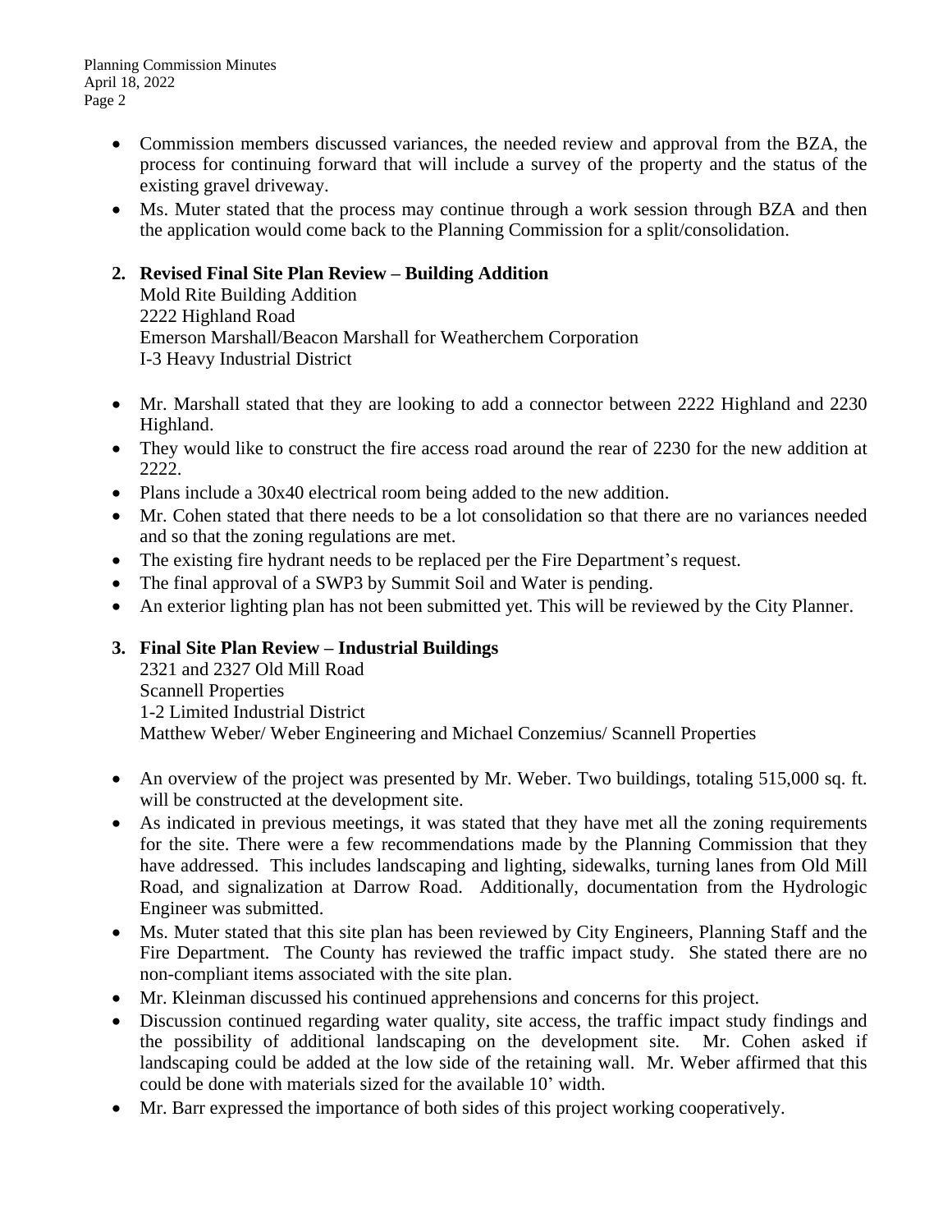- Commission members discussed variances, the needed review and approval from the BZA, the process for continuing forward that will include a survey of the property and the status of the existing gravel driveway.
- Ms. Muter stated that the process may continue through a work session through BZA and then the application would come back to the Planning Commission for a split/consolidation.

**2. Revised Final Site Plan Review – Building Addition**
Mold Rite Building Addition
2222 Highland Road
Emerson Marshall/Beacon Marshall for Weatherchem Corporation
I-3 Heavy Industrial District

- Mr. Marshall stated that they are looking to add a connector between 2222 Highland and 2230 Highland.
- They would like to construct the fire access road around the rear of 2230 for the new addition at 2222.
- Plans include a 30x40 electrical room being added to the new addition.
- Mr. Cohen stated that there needs to be a lot consolidation so that there are no variances needed and so that the zoning regulations are met.
- The existing fire hydrant needs to be replaced per the Fire Department's request.
- The final approval of a SWP3 by Summit Soil and Water is pending.
- An exterior lighting plan has not been submitted yet. This will be reviewed by the City Planner.

**3. Final Site Plan Review – Industrial Buildings**
2321 and 2327 Old Mill Road
Scannell Properties
1-2 Limited Industrial District
Matthew Weber/ Weber Engineering and Michael Conzemius/ Scannell Properties

- An overview of the project was presented by Mr. Weber. Two buildings, totaling 515,000 sq. ft. will be constructed at the development site.
- As indicated in previous meetings, it was stated that they have met all the zoning requirements for the site. There were a few recommendations made by the Planning Commission that they have addressed. This includes landscaping and lighting, sidewalks, turning lanes from Old Mill Road, and signalization at Darrow Road. Additionally, documentation from the Hydrologic Engineer was submitted.
- Ms. Muter stated that this site plan has been reviewed by City Engineers, Planning Staff and the Fire Department. The County has reviewed the traffic impact study. She stated there are no non-compliant items associated with the site plan.
- Mr. Kleinman discussed his continued apprehensions and concerns for this project.
- Discussion continued regarding water quality, site access, the traffic impact study findings and the possibility of additional landscaping on the development site. Mr. Cohen asked if landscaping could be added at the low side of the retaining wall. Mr. Weber affirmed that this could be done with materials sized for the available 10' width.
- Mr. Barr expressed the importance of both sides of this project working cooperatively.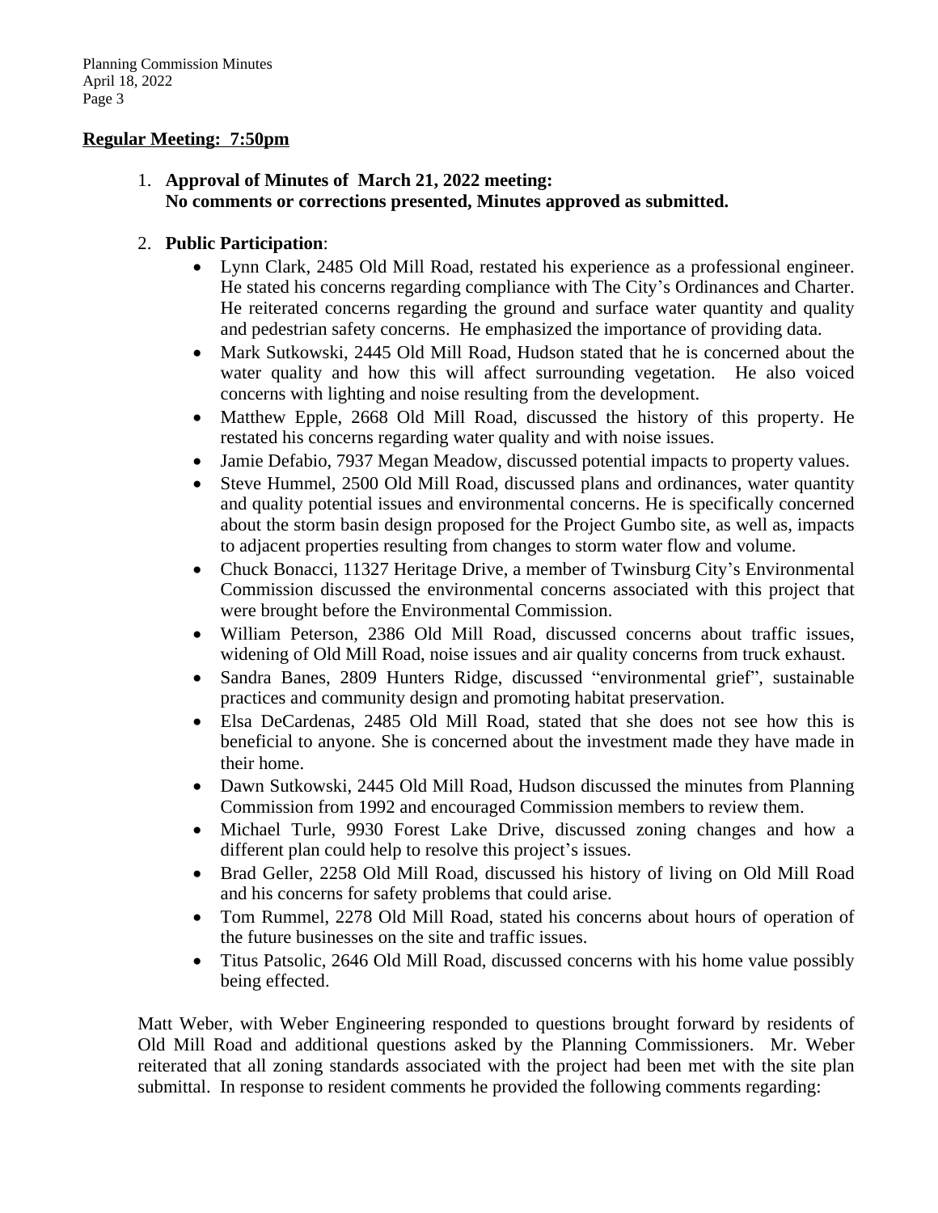**Regular Meeting: 7:50pm**

1. **Approval of Minutes of March 21, 2022 meeting:**
   **No comments or corrections presented, Minutes approved as submitted.**

2. **Public Participation**:
   - Lynn Clark, 2485 Old Mill Road, restated his experience as a professional engineer. He stated his concerns regarding compliance with The City's Ordinances and Charter. He reiterated concerns regarding the ground and surface water quantity and quality and pedestrian safety concerns. He emphasized the importance of providing data.
   - Mark Sutkowski, 2445 Old Mill Road, Hudson stated that he is concerned about the water quality and how this will affect surrounding vegetation. He also voiced concerns with lighting and noise resulting from the development.
   - Matthew Epple, 2668 Old Mill Road, discussed the history of this property. He restated his concerns regarding water quality and with noise issues.
   - Jamie Defabio, 7937 Megan Meadow, discussed potential impacts to property values.
   - Steve Hummel, 2500 Old Mill Road, discussed plans and ordinances, water quantity and quality potential issues and environmental concerns. He is specifically concerned about the storm basin design proposed for the Project Gumbo site, as well as, impacts to adjacent properties resulting from changes to storm water flow and volume.
   - Chuck Bonacci, 11327 Heritage Drive, a member of Twinsburg City's Environmental Commission discussed the environmental concerns associated with this project that were brought before the Environmental Commission.
   - William Peterson, 2386 Old Mill Road, discussed concerns about traffic issues, widening of Old Mill Road, noise issues and air quality concerns from truck exhaust.
   - Sandra Banes, 2809 Hunters Ridge, discussed "environmental grief", sustainable practices and community design and promoting habitat preservation.
   - Elsa DeCardenas, 2485 Old Mill Road, stated that she does not see how this is beneficial to anyone. She is concerned about the investment made they have made in their home.
   - Dawn Sutkowski, 2445 Old Mill Road, Hudson discussed the minutes from Planning Commission from 1992 and encouraged Commission members to review them.
   - Michael Turle, 9930 Forest Lake Drive, discussed zoning changes and how a different plan could help to resolve this project's issues.
   - Brad Geller, 2258 Old Mill Road, discussed his history of living on Old Mill Road and his concerns for safety problems that could arise.
   - Tom Rummel, 2278 Old Mill Road, stated his concerns about hours of operation of the future businesses on the site and traffic issues.
   - Titus Patsolic, 2646 Old Mill Road, discussed concerns with his home value possibly being effected.

Matt Weber, with Weber Engineering responded to questions brought forward by residents of Old Mill Road and additional questions asked by the Planning Commissioners. Mr. Weber reiterated that all zoning standards associated with the project had been met with the site plan submittal. In response to resident comments he provided the following comments regarding: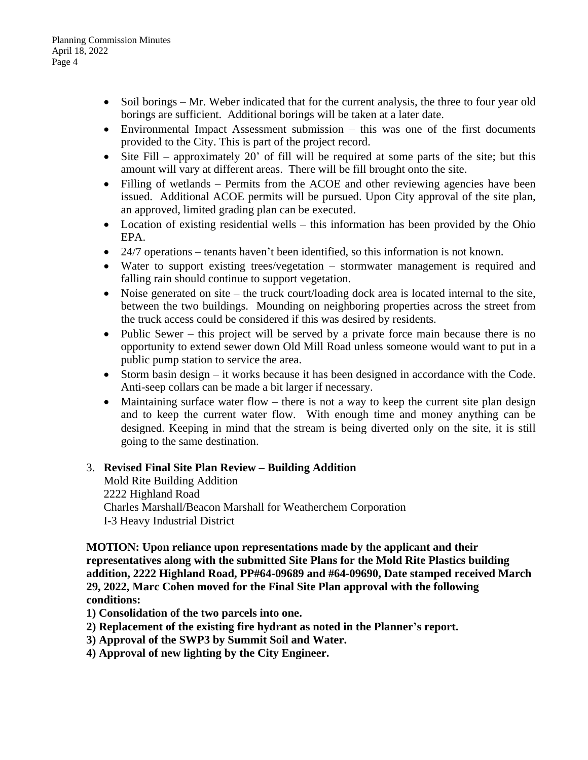- Soil borings – Mr. Weber indicated that for the current analysis, the three to four year old borings are sufficient. Additional borings will be taken at a later date.
- Environmental Impact Assessment submission – this was one of the first documents provided to the City. This is part of the project record.
- Site Fill – approximately 20' of fill will be required at some parts of the site; but this amount will vary at different areas. There will be fill brought onto the site.
- Filling of wetlands – Permits from the ACOE and other reviewing agencies have been issued. Additional ACOE permits will be pursued. Upon City approval of the site plan, an approved, limited grading plan can be executed.
- Location of existing residential wells – this information has been provided by the Ohio EPA.
- 24/7 operations – tenants haven't been identified, so this information is not known.
- Water to support existing trees/vegetation – stormwater management is required and falling rain should continue to support vegetation.
- Noise generated on site – the truck court/loading dock area is located internal to the site, between the two buildings. Mounding on neighboring properties across the street from the truck access could be considered if this was desired by residents.
- Public Sewer – this project will be served by a private force main because there is no opportunity to extend sewer down Old Mill Road unless someone would want to put in a public pump station to service the area.
- Storm basin design – it works because it has been designed in accordance with the Code. Anti-seep collars can be made a bit larger if necessary.
- Maintaining surface water flow – there is not a way to keep the current site plan design and to keep the current water flow. With enough time and money anything can be designed. Keeping in mind that the stream is being diverted only on the site, it is still going to the same destination.

3. **Revised Final Site Plan Review – Building Addition**
   Mold Rite Building Addition
   2222 Highland Road
   Charles Marshall/Beacon Marshall for Weatherchem Corporation
   I-3 Heavy Industrial District

**MOTION: Upon reliance upon representations made by the applicant and their representatives along with the submitted Site Plans for the Mold Rite Plastics building addition, 2222 Highland Road, PP#64-09689 and #64-09690, Date stamped received March 29, 2022, Marc Cohen moved for the Final Site Plan approval with the following conditions:**

**1) Consolidation of the two parcels into one.**

**2) Replacement of the existing fire hydrant as noted in the Planner's report.**

**3) Approval of the SWP3 by Summit Soil and Water.**

**4) Approval of new lighting by the City Engineer.**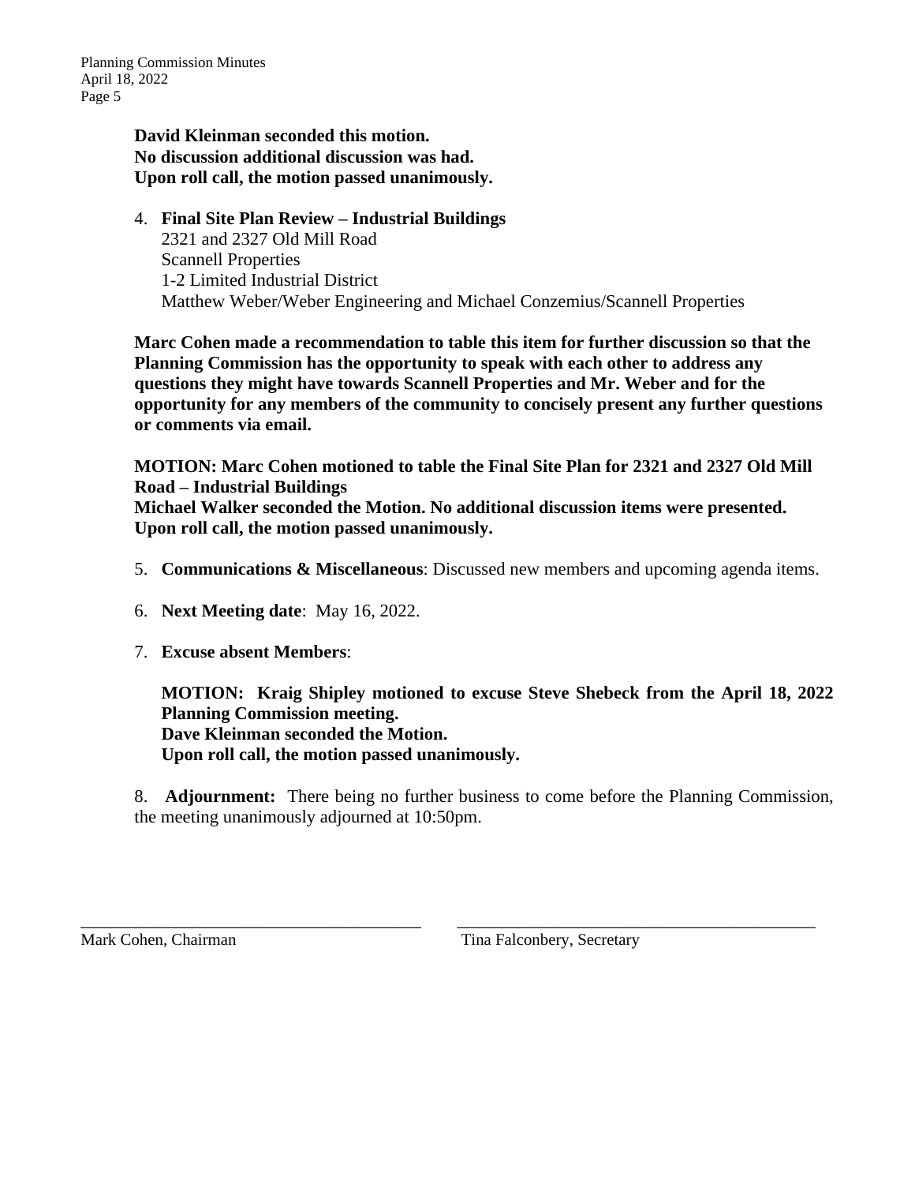**David Kleinman seconded this motion.**
**No discussion additional discussion was had.**
**Upon roll call, the motion passed unanimously.**

4. **Final Site Plan Review – Industrial Buildings**
   2321 and 2327 Old Mill Road
   Scannell Properties
   1-2 Limited Industrial District
   Matthew Weber/Weber Engineering and Michael Conzemius/Scannell Properties

**Marc Cohen made a recommendation to table this item for further discussion so that the Planning Commission has the opportunity to speak with each other to address any questions they might have towards Scannell Properties and Mr. Weber and for the opportunity for any members of the community to concisely present any further questions or comments via email.**

**MOTION: Marc Cohen motioned to table the Final Site Plan for 2321 and 2327 Old Mill Road – Industrial Buildings**
**Michael Walker seconded the Motion. No additional discussion items were presented.**
**Upon roll call, the motion passed unanimously.**

5. **Communications & Miscellaneous**: Discussed new members and upcoming agenda items.

6. **Next Meeting date**: May 16, 2022.

7. **Excuse absent Members**:

   **MOTION: Kraig Shipley motioned to excuse Steve Shebeck from the April 18, 2022 Planning Commission meeting.**
   **Dave Kleinman seconded the Motion.**
   **Upon roll call, the motion passed unanimously.**

8. **Adjournment:** There being no further business to come before the Planning Commission, the meeting unanimously adjourned at 10:50pm.

\_\_\_\_\_\_\_\_\_\_\_\_\_\_\_\_\_\_\_\_\_\_\_\_\_\_\_\_\_\_\_\_\_\_\_\_\_\_
Mark Cohen, Chairman

\_\_\_\_\_\_\_\_\_\_\_\_\_\_\_\_\_\_\_\_\_\_\_\_\_\_\_\_\_\_\_\_\_\_\_\_\_\_
Tina Falconbery, Secretary